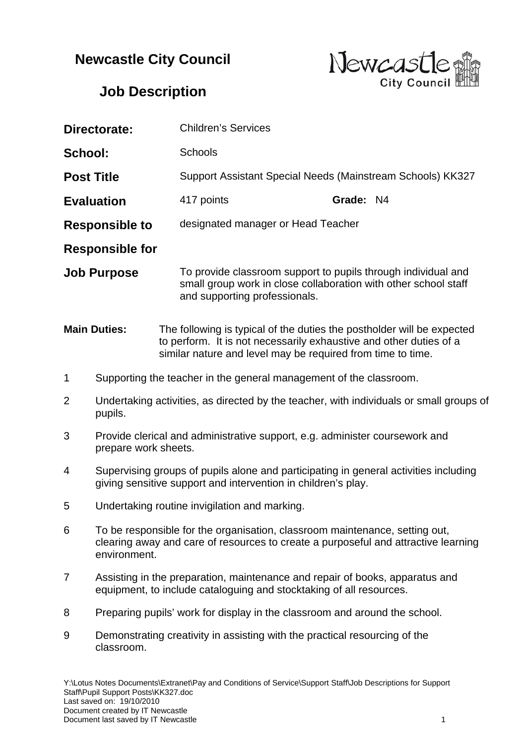# Newcastle City Council

## Job Description

| | | | |
|---|---|---|---|
| **Directorate:** | Children's Services | | |
| **School:** | Schools | | |
| **Post Title** | Support Assistant Special Needs (Mainstream Schools) KK327 | | |
| **Evaluation** | 417 points | **Grade:** | N4 |
| **Responsible to** | designated manager or Head Teacher | | |
| **Responsible for** | | | |
| **Job Purpose** | To provide classroom support to pupils through individual and small group work in close collaboration with other school staff and supporting professionals. | | |

**Main Duties:** The following is typical of the duties the postholder will be expected to perform. It is not necessarily exhaustive and other duties of a similar nature and level may be required from time to time.

1. Supporting the teacher in the general management of the classroom.
2. Undertaking activities, as directed by the teacher, with individuals or small groups of pupils.
3. Provide clerical and administrative support, e.g. administer coursework and prepare work sheets.
4. Supervising groups of pupils alone and participating in general activities including giving sensitive support and intervention in children's play.
5. Undertaking routine invigilation and marking.
6. To be responsible for the organisation, classroom maintenance, setting out, clearing away and care of resources to create a purposeful and attractive learning environment.
7. Assisting in the preparation, maintenance and repair of books, apparatus and equipment, to include cataloguing and stocktaking of all resources.
8. Preparing pupils' work for display in the classroom and around the school.
9. Demonstrating creativity in assisting with the practical resourcing of the classroom.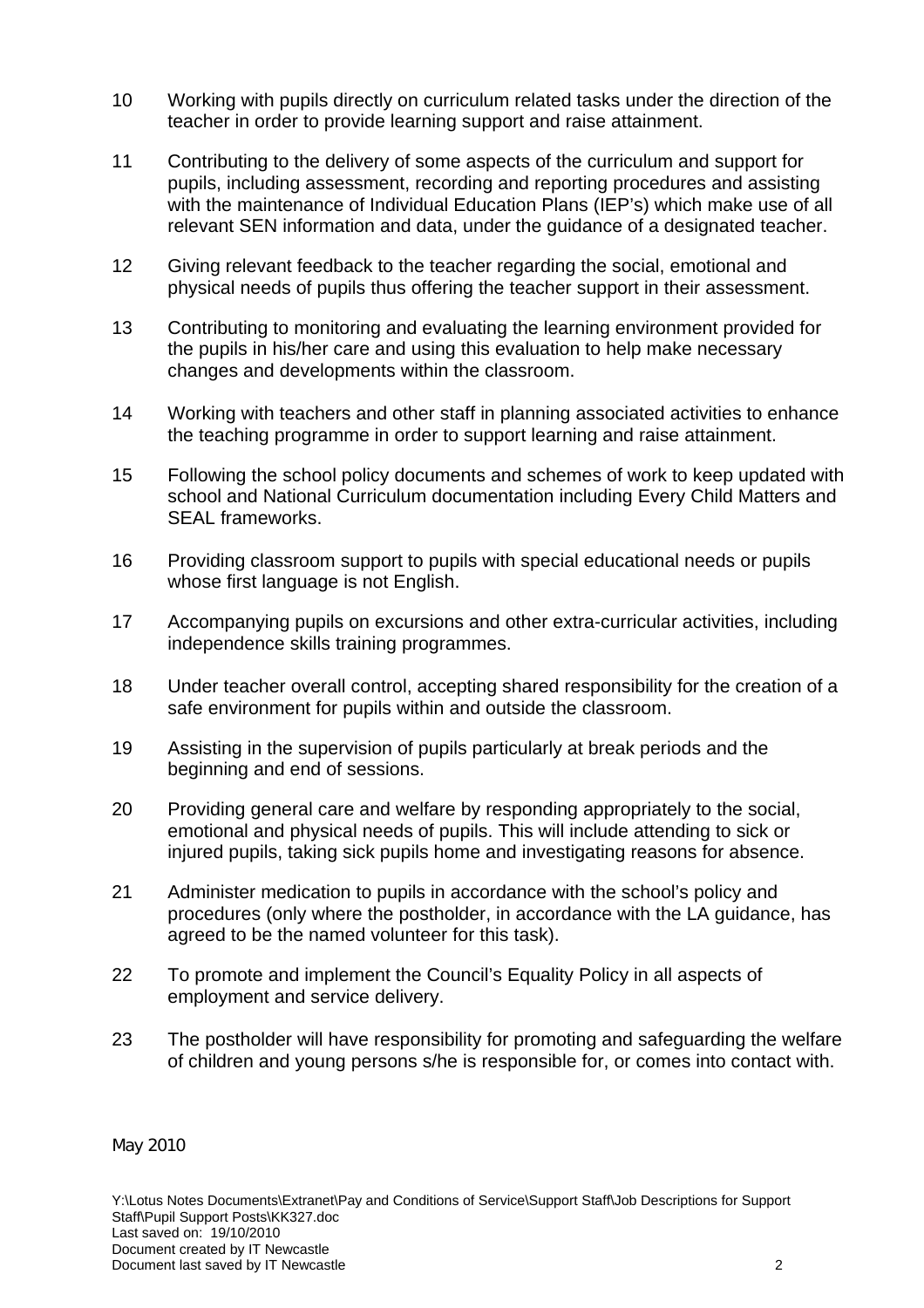10 Working with pupils directly on curriculum related tasks under the direction of the teacher in order to provide learning support and raise attainment.

11 Contributing to the delivery of some aspects of the curriculum and support for pupils, including assessment, recording and reporting procedures and assisting with the maintenance of Individual Education Plans (IEP's) which make use of all relevant SEN information and data, under the guidance of a designated teacher.

12 Giving relevant feedback to the teacher regarding the social, emotional and physical needs of pupils thus offering the teacher support in their assessment.

13 Contributing to monitoring and evaluating the learning environment provided for the pupils in his/her care and using this evaluation to help make necessary changes and developments within the classroom.

14 Working with teachers and other staff in planning associated activities to enhance the teaching programme in order to support learning and raise attainment.

15 Following the school policy documents and schemes of work to keep updated with school and National Curriculum documentation including Every Child Matters and SEAL frameworks.

16 Providing classroom support to pupils with special educational needs or pupils whose first language is not English.

17 Accompanying pupils on excursions and other extra-curricular activities, including independence skills training programmes.

18 Under teacher overall control, accepting shared responsibility for the creation of a safe environment for pupils within and outside the classroom.

19 Assisting in the supervision of pupils particularly at break periods and the beginning and end of sessions.

20 Providing general care and welfare by responding appropriately to the social, emotional and physical needs of pupils. This will include attending to sick or injured pupils, taking sick pupils home and investigating reasons for absence.

21 Administer medication to pupils in accordance with the school's policy and procedures (only where the postholder, in accordance with the LA guidance, has agreed to be the named volunteer for this task).

22 To promote and implement the Council's Equality Policy in all aspects of employment and service delivery.

23 The postholder will have responsibility for promoting and safeguarding the welfare of children and young persons s/he is responsible for, or comes into contact with.

May 2010

Y:\Lotus Notes Documents\Extranet\Pay and Conditions of Service\Support Staff\Job Descriptions for Support Staff\Pupil Support Posts\KK327.doc
Last saved on: 19/10/2010
Document created by IT Newcastle
Document last saved by IT Newcastle